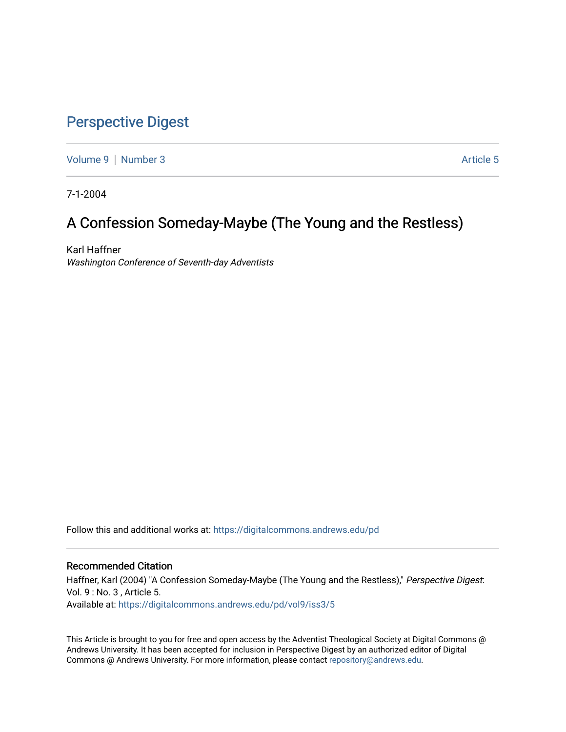# Perspective Digest

Volume 9 | Number 3 | Article 5

7-1-2004

## A Confession Someday-Maybe (The Young and the Restless)

Karl Haffner
*Washington Conference of Seventh-day Adventists*

Follow this and additional works at: https://digitalcommons.andrews.edu/pd

### Recommended Citation

Haffner, Karl (2004) "A Confession Someday-Maybe (The Young and the Restless)," *Perspective Digest*: Vol. 9 : No. 3 , Article 5.
Available at: https://digitalcommons.andrews.edu/pd/vol9/iss3/5

This Article is brought to you for free and open access by the Adventist Theological Society at Digital Commons @ Andrews University. It has been accepted for inclusion in Perspective Digest by an authorized editor of Digital Commons @ Andrews University. For more information, please contact repository@andrews.edu.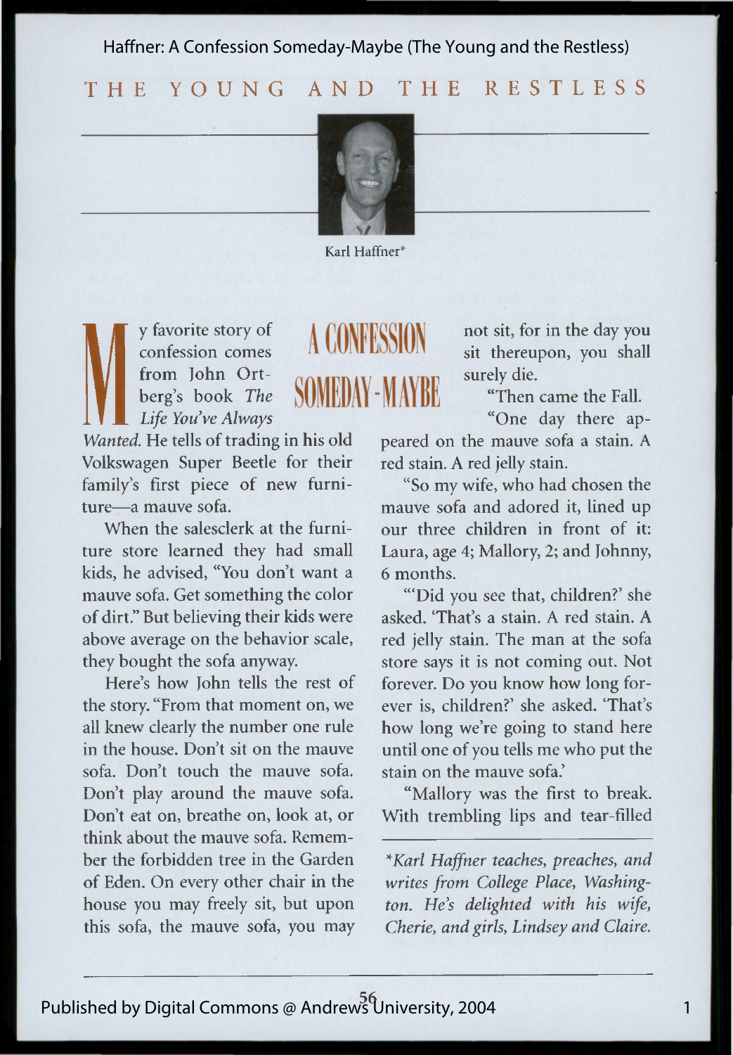# A CONFESSION SOMEDAY-MAYBE

Karl Haffner*

My favorite story of confession comes from John Ortberg's book *The Life You've Always Wanted*. He tells of trading in his old Volkswagen Super Beetle for their family's first piece of new furniture—a mauve sofa.

When the salesclerk at the furniture store learned they had small kids, he advised, "You don't want a mauve sofa. Get something the color of dirt." But believing their kids were above average on the behavior scale, they bought the sofa anyway.

Here's how John tells the rest of the story. "From that moment on, we all knew clearly the number one rule in the house. Don't sit on the mauve sofa. Don't touch the mauve sofa. Don't play around the mauve sofa. Don't eat on, breathe on, look at, or think about the mauve sofa. Remember the forbidden tree in the Garden of Eden. On every other chair in the house you may freely sit, but upon this sofa, the mauve sofa, you may not sit, for in the day you sit thereupon, you shall surely die.

"Then came the Fall.

"One day there appeared on the mauve sofa a stain. A red stain. A red jelly stain.

"So my wife, who had chosen the mauve sofa and adored it, lined up our three children in front of it: Laura, age 4; Mallory, 2; and Johnny, 6 months.

"'Did you see that, children?' she asked. 'That's a stain. A red stain. A red jelly stain. The man at the sofa store says it is not coming out. Not forever. Do you know how long forever is, children?' she asked. 'That's how long we're going to stand here until one of you tells me who put the stain on the mauve sofa.'

"Mallory was the first to break. With trembling lips and tear-filled

---

**Karl Haffner teaches, preaches, and writes from College Place, Washington. He's delighted with his wife, Cherie, and girls, Lindsey and Claire.*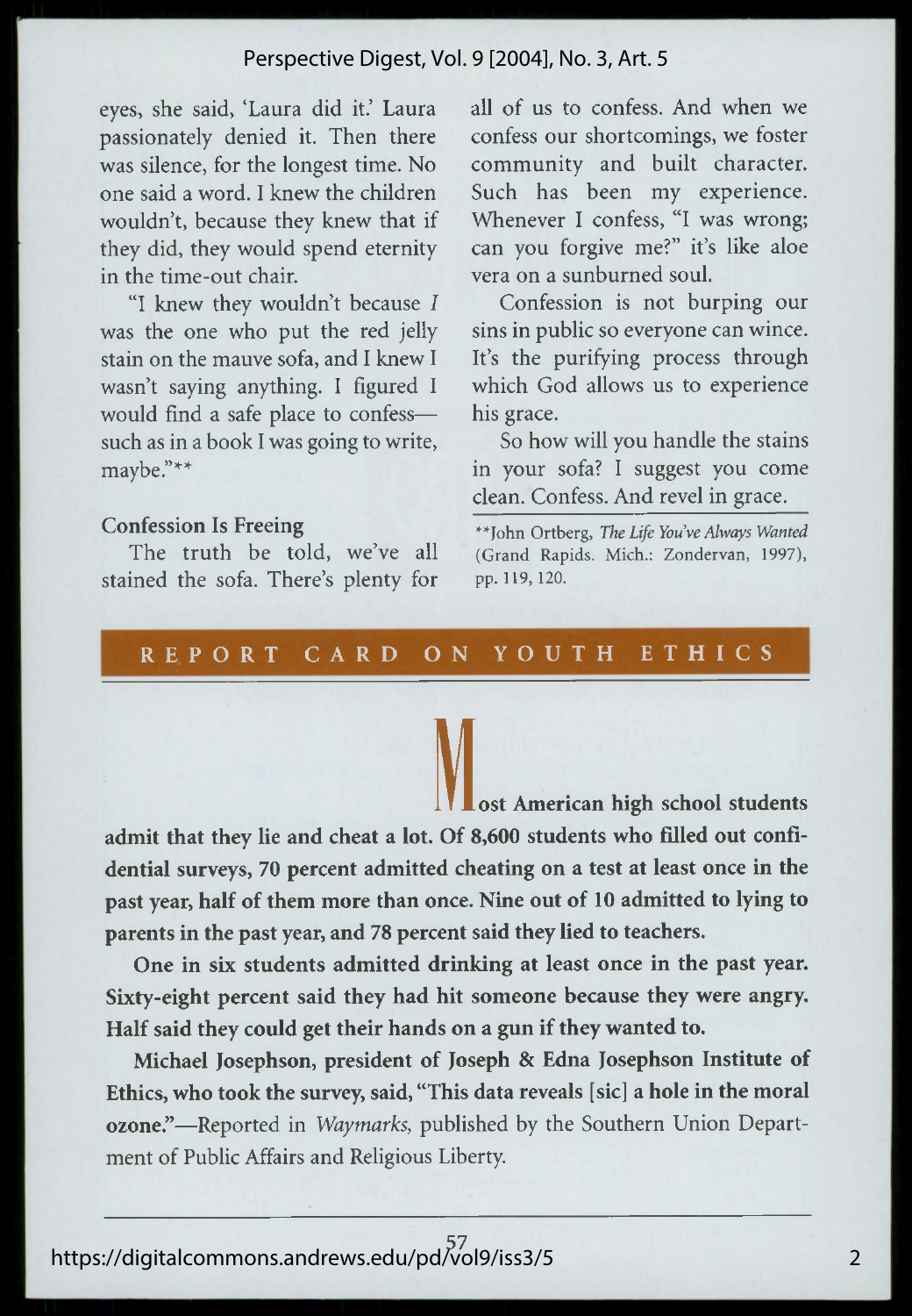eyes, she said, 'Laura did it.' Laura passionately denied it. Then there was silence, for the longest time. No one said a word. I knew the children wouldn't, because they knew that if they did, they would spend eternity in the time-out chair.

"I knew they wouldn't because *I* was the one who put the red jelly stain on the mauve sofa, and I knew I wasn't saying anything. I figured I would find a safe place to confess—such as in a book I was going to write, maybe."**

### Confession Is Freeing

The truth be told, we've all stained the sofa. There's plenty for all of us to confess. And when we confess our shortcomings, we foster community and built character. Such has been my experience. Whenever I confess, "I was wrong; can you forgive me?" it's like aloe vera on a sunburned soul.

Confession is not burping our sins in public so everyone can wince. It's the purifying process through which God allows us to experience his grace.

So how will you handle the stains in your sofa? I suggest you come clean. Confess. And revel in grace.

**John Ortberg, *The Life You've Always Wanted* (Grand Rapids. Mich.: Zondervan, 1997), pp. 119, 120.

## REPORT CARD ON YOUTH ETHICS

**Most American high school students admit that they lie and cheat a lot. Of 8,600 students who filled out confidential surveys, 70 percent admitted cheating on a test at least once in the past year, half of them more than once. Nine out of 10 admitted to lying to parents in the past year, and 78 percent said they lied to teachers.**

**One in six students admitted drinking at least once in the past year. Sixty-eight percent said they had hit someone because they were angry. Half said they could get their hands on a gun if they wanted to.**

**Michael Josephson, president of Joseph & Edna Josephson Institute of Ethics, who took the survey, said, "This data reveals [sic] a hole in the moral ozone."**—Reported in *Waymarks,* published by the Southern Union Department of Public Affairs and Religious Liberty.